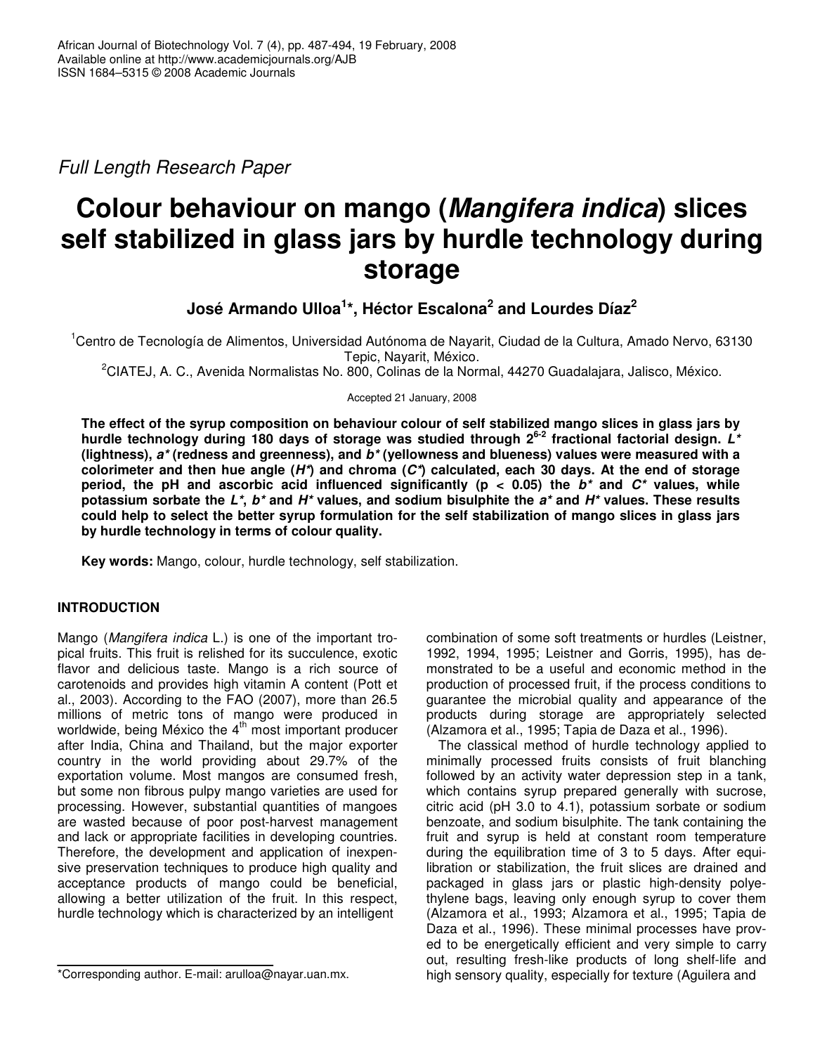Full Length Research Paper

# Colour behaviour on mango (*Mangifera indica*) slices self stabilized in glass jars by hurdle technology during storage

**José Armando Ulloa[1]*, Héctor Escalona[2] and Lourdes Díaz[2]**

[1]Centro de Tecnología de Alimentos, Universidad Autónoma de Nayarit, Ciudad de la Cultura, Amado Nervo, 63130 Tepic, Nayarit, México.

[2]CIATEJ, A. C., Avenida Normalistas No. 800, Colinas de la Normal, 44270 Guadalajara, Jalisco, México.

Accepted 21 January, 2008

**The effect of the syrup composition on behaviour colour of self stabilized mango slices in glass jars by hurdle technology during 180 days of storage was studied through $2^{6-2}$ fractional factorial design. *L** (lightness), *a** (redness and greenness), and *b** (yellowness and blueness) values were measured with a colorimeter and then hue angle (*H**) and chroma (*C**) calculated, each 30 days. At the end of storage period, the pH and ascorbic acid influenced significantly ($p < 0.05$) the *b** and *C** values, while potassium sorbate the *L**, *b** and *H** values, and sodium bisulphite the *a** and *H** values. These results could help to select the better syrup formulation for the self stabilization of mango slices in glass jars by hurdle technology in terms of colour quality.**

**Key words:** Mango, colour, hurdle technology, self stabilization.

## INTRODUCTION

Mango (*Mangifera indica* L.) is one of the important tropical fruits. This fruit is relished for its succulence, exotic flavor and delicious taste. Mango is a rich source of carotenoids and provides high vitamin A content (Pott et al., 2003). According to the FAO (2007), more than 26.5 millions of metric tons of mango were produced in worldwide, being México the 4th most important producer after India, China and Thailand, but the major exporter country in the world providing about 29.7% of the exportation volume. Most mangos are consumed fresh, but some non fibrous pulpy mango varieties are used for processing. However, substantial quantities of mangoes are wasted because of poor post-harvest management and lack or appropriate facilities in developing countries. Therefore, the development and application of inexpensive preservation techniques to produce high quality and acceptance products of mango could be beneficial, allowing a better utilization of the fruit. In this respect, hurdle technology which is characterized by an intelligent combination of some soft treatments or hurdles (Leistner, 1992, 1994, 1995; Leistner and Gorris, 1995), has demonstrated to be a useful and economic method in the production of processed fruit, if the process conditions to guarantee the microbial quality and appearance of the products during storage are appropriately selected (Alzamora et al., 1995; Tapia de Daza et al., 1996).

The classical method of hurdle technology applied to minimally processed fruits consists of fruit blanching followed by an activity water depression step in a tank, which contains syrup prepared generally with sucrose, citric acid (pH 3.0 to 4.1), potassium sorbate or sodium benzoate, and sodium bisulphite. The tank containing the fruit and syrup is held at constant room temperature during the equilibration time of 3 to 5 days. After equilibration or stabilization, the fruit slices are drained and packaged in glass jars or plastic high-density polyethylene bags, leaving only enough syrup to cover them (Alzamora et al., 1993; Alzamora et al., 1995; Tapia de Daza et al., 1996). These minimal processes have proved to be energetically efficient and very simple to carry out, resulting fresh-like products of long shelf-life and high sensory quality, especially for texture (Aguilera and

*Corresponding author. E-mail: arulloa@nayar.uan.mx.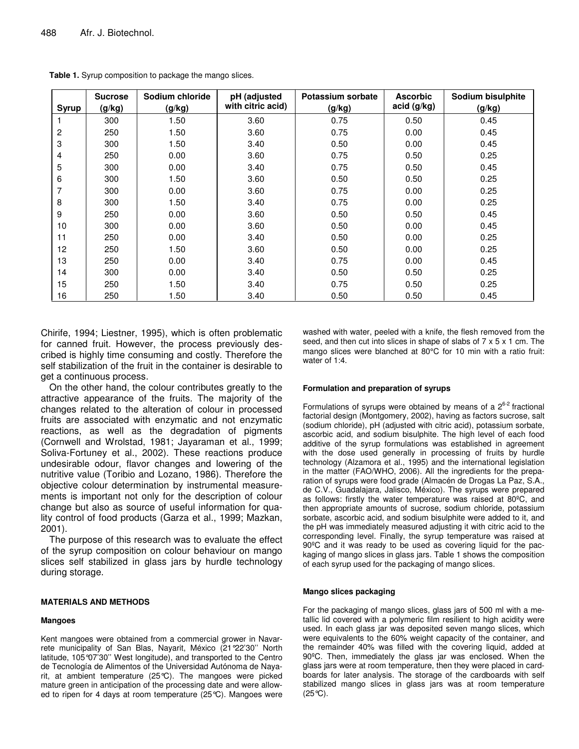**Table 1.** Syrup composition to package the mango slices.

| Syrup | Sucrose (g/kg) | Sodium chloride (g/kg) | pH (adjusted with citric acid) | Potassium sorbate (g/kg) | Ascorbic acid (g/kg) | Sodium bisulphite (g/kg) |
|---|---|---|---|---|---|---|
| 1 | 300 | 1.50 | 3.60 | 0.75 | 0.50 | 0.45 |
| 2 | 250 | 1.50 | 3.60 | 0.75 | 0.00 | 0.45 |
| 3 | 300 | 1.50 | 3.40 | 0.50 | 0.00 | 0.45 |
| 4 | 250 | 0.00 | 3.60 | 0.75 | 0.50 | 0.25 |
| 5 | 300 | 0.00 | 3.40 | 0.75 | 0.50 | 0.45 |
| 6 | 300 | 1.50 | 3.60 | 0.50 | 0.50 | 0.25 |
| 7 | 300 | 0.00 | 3.60 | 0.75 | 0.00 | 0.25 |
| 8 | 300 | 1.50 | 3.40 | 0.75 | 0.00 | 0.25 |
| 9 | 250 | 0.00 | 3.60 | 0.50 | 0.50 | 0.45 |
| 10 | 300 | 0.00 | 3.60 | 0.50 | 0.00 | 0.45 |
| 11 | 250 | 0.00 | 3.40 | 0.50 | 0.00 | 0.25 |
| 12 | 250 | 1.50 | 3.60 | 0.50 | 0.00 | 0.25 |
| 13 | 250 | 0.00 | 3.40 | 0.75 | 0.00 | 0.45 |
| 14 | 300 | 0.00 | 3.40 | 0.50 | 0.50 | 0.25 |
| 15 | 250 | 1.50 | 3.40 | 0.75 | 0.50 | 0.25 |
| 16 | 250 | 1.50 | 3.40 | 0.50 | 0.50 | 0.45 |

Chirife, 1994; Liestner, 1995), which is often problematic for canned fruit. However, the process previously described is highly time consuming and costly. Therefore the self stabilization of the fruit in the container is desirable to get a continuous process.

On the other hand, the colour contributes greatly to the attractive appearance of the fruits. The majority of the changes related to the alteration of colour in processed fruits are associated with enzymatic and not enzymatic reactions, as well as the degradation of pigments (Cornwell and Wrolstad, 1981; Jayaraman et al., 1999; Soliva-Fortuney et al., 2002). These reactions produce undesirable odour, flavor changes and lowering of the nutritive value (Toribio and Lozano, 1986). Therefore the objective colour determination by instrumental measurements is important not only for the description of colour change but also as source of useful information for quality control of food products (Garza et al., 1999; Mazkan, 2001).

The purpose of this research was to evaluate the effect of the syrup composition on colour behaviour on mango slices self stabilized in glass jars by hurdle technology during storage.

## MATERIALS AND METHODS

### Mangoes

Kent mangoes were obtained from a commercial grower in Navarrete municipality of San Blas, Nayarit, México (21°22'30'' North latitude, 105°07'30'' West longitude), and transported to the Centro de Tecnología de Alimentos of the Universidad Autónoma de Nayarit, at ambient temperature (25°C). The mangoes were picked mature green in anticipation of the processing date and were allowed to ripen for 4 days at room temperature (25°C). Mangoes were washed with water, peeled with a knife, the flesh removed from the seed, and then cut into slices in shape of slabs of 7 x 5 x 1 cm. The mango slices were blanched at 80°C for 10 min with a ratio fruit: water of 1:4.

### Formulation and preparation of syrups

Formulations of syrups were obtained by means of a $2^{6-2}$ fractional factorial design (Montgomery, 2002), having as factors sucrose, salt (sodium chloride), pH (adjusted with citric acid), potassium sorbate, ascorbic acid, and sodium bisulphite. The high level of each food additive of the syrup formulations was established in agreement with the dose used generally in processing of fruits by hurdle technology (Alzamora et al., 1995) and the international legislation in the matter (FAO/WHO, 2006). All the ingredients for the preparation of syrups were food grade (Almacén de Drogas La Paz, S.A., de C.V., Guadalajara, Jalisco, México). The syrups were prepared as follows: firstly the water temperature was raised at 80ºC, and then appropriate amounts of sucrose, sodium chloride, potassium sorbate, ascorbic acid, and sodium bisulphite were added to it, and the pH was immediately measured adjusting it with citric acid to the corresponding level. Finally, the syrup temperature was raised at 90ºC and it was ready to be used as covering liquid for the packaging of mango slices in glass jars. Table 1 shows the composition of each syrup used for the packaging of mango slices.

### Mango slices packaging

For the packaging of mango slices, glass jars of 500 ml with a metallic lid covered with a polymeric film resilient to high acidity were used. In each glass jar was deposited seven mango slices, which were equivalents to the 60% weight capacity of the container, and the remainder 40% was filled with the covering liquid, added at 90ºC. Then, immediately the glass jar was enclosed. When the glass jars were at room temperature, then they were placed in cardboards for later analysis. The storage of the cardboards with self stabilized mango slices in glass jars was at room temperature (25°C).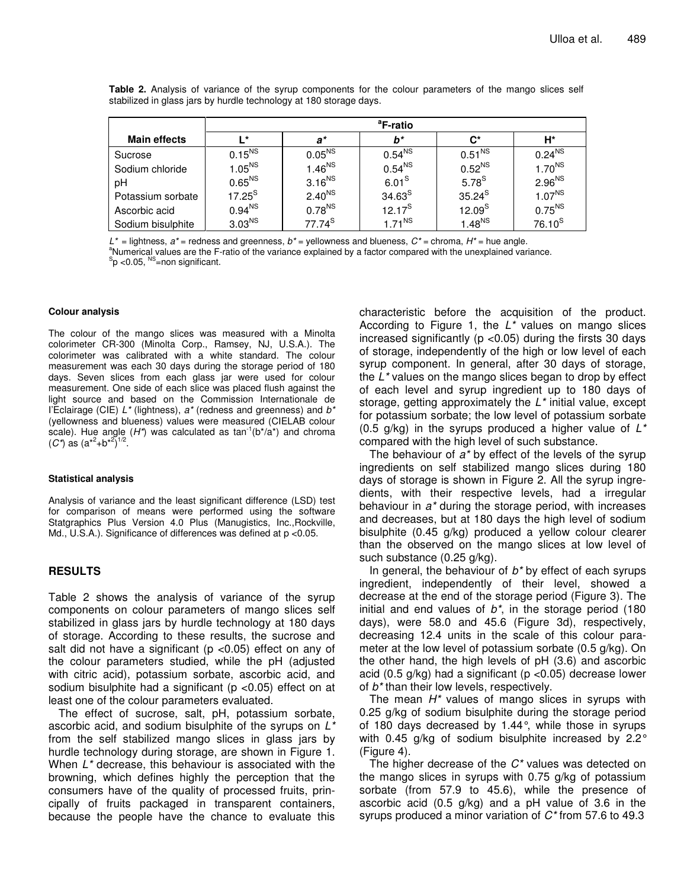**Table 2.** Analysis of variance of the syrup components for the colour parameters of the mango slices self stabilized in glass jars by hurdle technology at 180 storage days.

| | [a]F-ratio | | | | |
|---|---|---|---|---|---|
| **Main effects** | **L*** | ***a**** | ***b**** | **C*** | **H*** |
| Sucrose | 0.15[NS] | 0.05[NS] | 0.54[NS] | 0.51[NS] | 0.24[NS] |
| Sodium chloride | 1.05[NS] | 1.46[NS] | 0.54[NS] | 0.52[NS] | 1.70[NS] |
| pH | 0.65[NS] | 3.16[NS] | 6.01[S] | 5.78[S] | 2.96[NS] |
| Potassium sorbate | 17.25[S] | 2.40[NS] | 34.63[S] | 35.24[S] | 1.07[NS] |
| Ascorbic acid | 0.94[NS] | 0.78[NS] | 12.17[S] | 12.09[S] | 0.75[NS] |
| Sodium bisulphite | 3.03[NS] | 77.74[S] | 1.71[NS] | 1.48[NS] | 76.10[S] |

$L^*$ = lightness, $a^*$ = redness and greenness, $b^*$ = yellowness and blueness, $C^*$ = chroma, $H^*$ = hue angle.
[a]Numerical values are the F-ratio of the variance explained by a factor compared with the unexplained variance.
[S]$p < 0.05$, [NS]=non significant.

#### Colour analysis

The colour of the mango slices was measured with a Minolta colorimeter CR-300 (Minolta Corp., Ramsey, NJ, U.S.A.). The colorimeter was calibrated with a white standard. The colour measurement was each 30 days during the storage period of 180 days. Seven slices from each glass jar were used for colour measurement. One side of each slice was placed flush against the light source and based on the Commission Internationale de l'Eclairage (CIE) $L^*$ (lightness), $a^*$ (redness and greenness) and $b^*$ (yellowness and blueness) values were measured (CIELAB colour scale). Hue angle ($H^*$) was calculated as $\tan^{-1}(b^*/a^*)$ and chroma ($C^*$) as $(a^{*2}+b^{*2})^{1/2}$.

#### Statistical analysis

Analysis of variance and the least significant difference (LSD) test for comparison of means were performed using the software Statgraphics Plus Version 4.0 Plus (Manugistics, Inc.,Rockville, Md., U.S.A.). Significance of differences was defined at $p < 0.05$.

## RESULTS

Table 2 shows the analysis of variance of the syrup components on colour parameters of mango slices self stabilized in glass jars by hurdle technology at 180 days of storage. According to these results, the sucrose and salt did not have a significant ($p < 0.05$) effect on any of the colour parameters studied, while the pH (adjusted with citric acid), potassium sorbate, ascorbic acid, and sodium bisulphite had a significant ($p < 0.05$) effect on at least one of the colour parameters evaluated.

The effect of sucrose, salt, pH, potassium sorbate, ascorbic acid, and sodium bisulphite of the syrups on $L^*$ from the self stabilized mango slices in glass jars by hurdle technology during storage, are shown in Figure 1. When $L^*$ decrease, this behaviour is associated with the browning, which defines highly the perception that the consumers have of the quality of processed fruits, principally of fruits packaged in transparent containers, because the people have the chance to evaluate this characteristic before the acquisition of the product. According to Figure 1, the $L^*$ values on mango slices increased significantly ($p < 0.05$) during the firsts 30 days of storage, independently of the high or low level of each syrup component. In general, after 30 days of storage, the $L^*$ values on the mango slices began to drop by effect of each level and syrup ingredient up to 180 days of storage, getting approximately the $L^*$ initial value, except for potassium sorbate; the low level of potassium sorbate (0.5 g/kg) in the syrups produced a higher value of $L^*$ compared with the high level of such substance.

The behaviour of $a^*$ by effect of the levels of the syrup ingredients on self stabilized mango slices during 180 days of storage is shown in Figure 2. All the syrup ingredients, with their respective levels, had a irregular behaviour in $a^*$ during the storage period, with increases and decreases, but at 180 days the high level of sodium bisulphite (0.45 g/kg) produced a yellow colour clearer than the observed on the mango slices at low level of such substance (0.25 g/kg).

In general, the behaviour of $b^*$ by effect of each syrups ingredient, independently of their level, showed a decrease at the end of the storage period (Figure 3). The initial and end values of $b^*$, in the storage period (180 days), were 58.0 and 45.6 (Figure 3d), respectively, decreasing 12.4 units in the scale of this colour parameter at the low level of potassium sorbate (0.5 g/kg). On the other hand, the high levels of pH (3.6) and ascorbic acid (0.5 g/kg) had a significant ($p < 0.05$) decrease lower of $b^*$ than their low levels, respectively.

The mean $H^*$ values of mango slices in syrups with 0.25 g/kg of sodium bisulphite during the storage period of 180 days decreased by 1.44°, while those in syrups with 0.45 g/kg of sodium bisulphite increased by 2.2° (Figure 4).

The higher decrease of the $C^*$ values was detected on the mango slices in syrups with 0.75 g/kg of potassium sorbate (from 57.9 to 45.6), while the presence of ascorbic acid (0.5 g/kg) and a pH value of 3.6 in the syrups produced a minor variation of $C^*$ from 57.6 to 49.3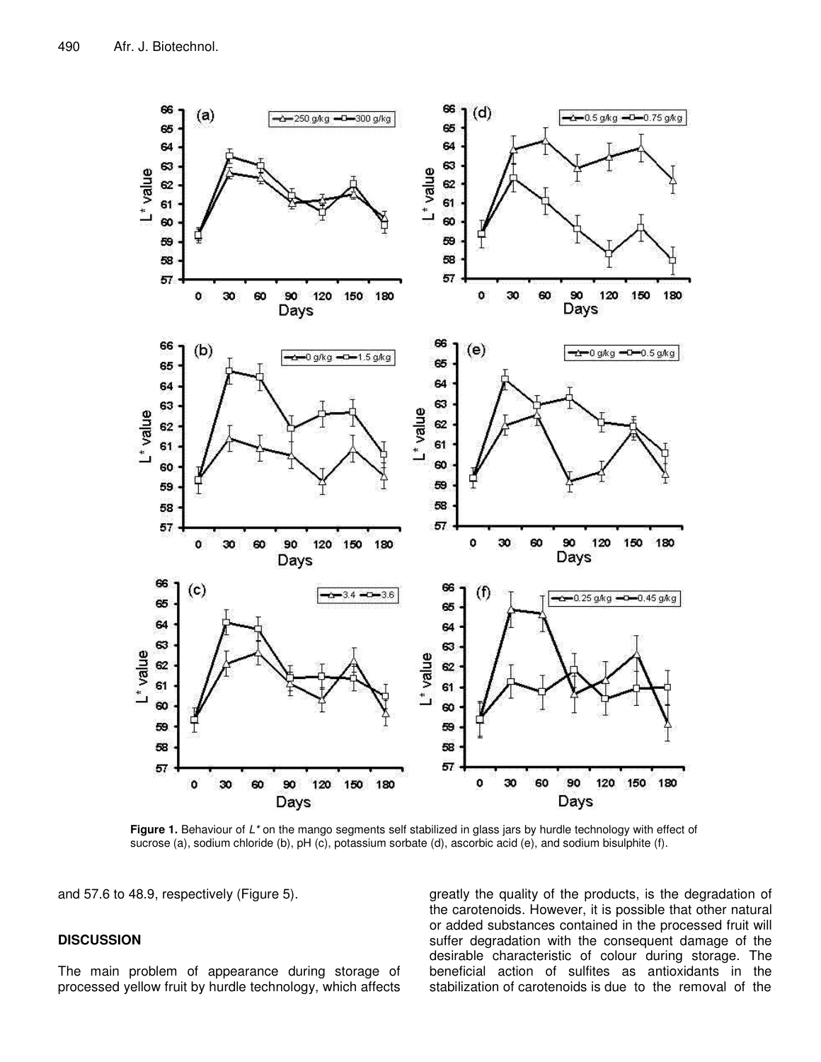Figure 1. Behaviour of *L\** on the mango segments self stabilized in glass jars by hurdle technology with effect of sucrose (a), sodium chloride (b), pH (c), potassium sorbate (d), ascorbic acid (e), and sodium bisulphite (f).

and 57.6 to 48.9, respectively (Figure 5).

## DISCUSSION

The main problem of appearance during storage of processed yellow fruit by hurdle technology, which affects greatly the quality of the products, is the degradation of the carotenoids. However, it is possible that other natural or added substances contained in the processed fruit will suffer degradation with the consequent damage of the desirable characteristic of colour during storage. The beneficial action of sulfites as antioxidants in the stabilization of carotenoids is due to the removal of the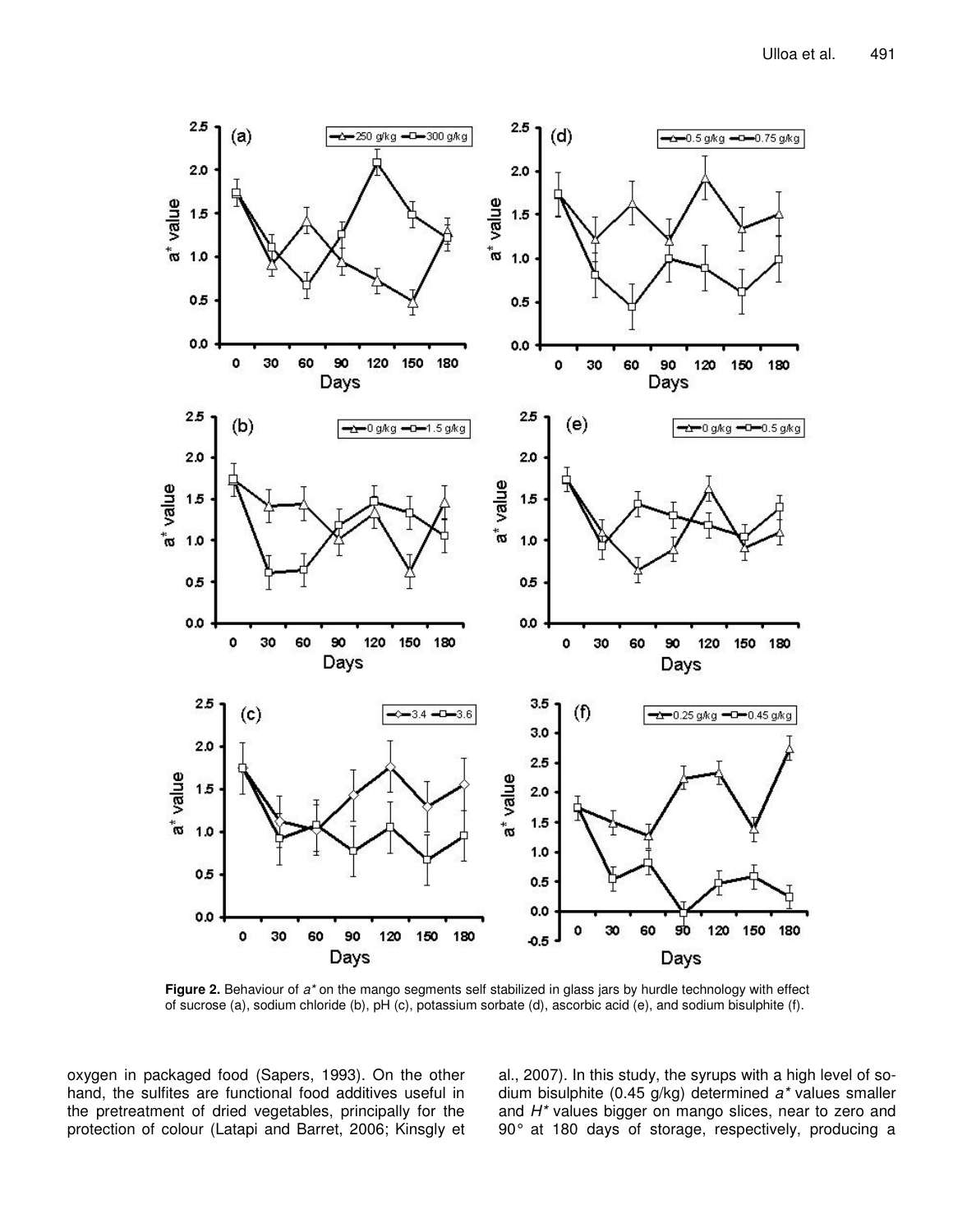**Figure 2.** Behaviour of *a\** on the mango segments self stabilized in glass jars by hurdle technology with effect of sucrose (a), sodium chloride (b), pH (c), potassium sorbate (d), ascorbic acid (e), and sodium bisulphite (f).

oxygen in packaged food (Sapers, 1993). On the other hand, the sulfites are functional food additives useful in the pretreatment of dried vegetables, principally for the protection of colour (Latapi and Barret, 2006; Kinsgly et al., 2007). In this study, the syrups with a high level of sodium bisulphite (0.45 g/kg) determined *a\** values smaller and *H\** values bigger on mango slices, near to zero and 90° at 180 days of storage, respectively, producing a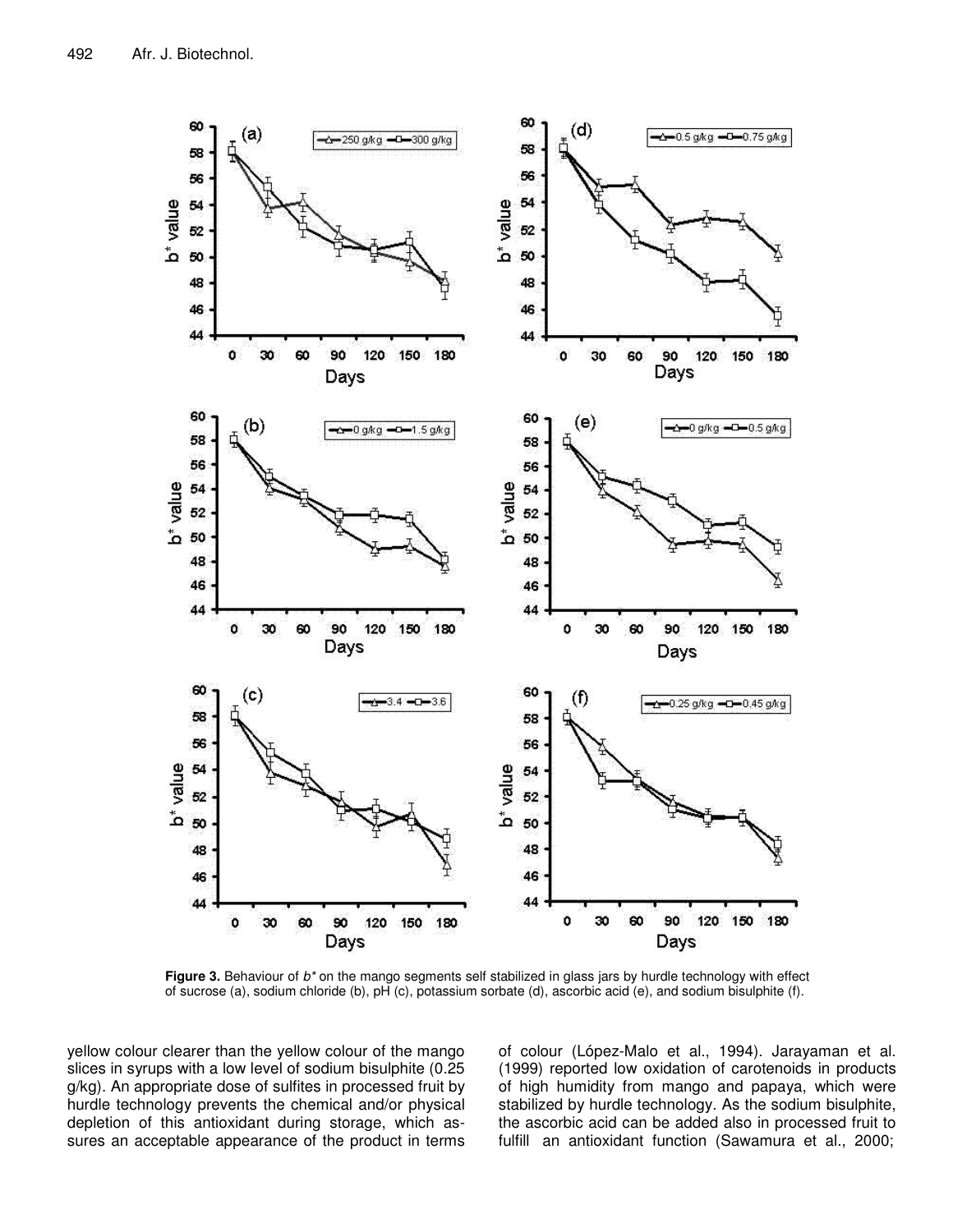**Figure 3.** Behaviour of *b** on the mango segments self stabilized in glass jars by hurdle technology with effect of sucrose (a), sodium chloride (b), pH (c), potassium sorbate (d), ascorbic acid (e), and sodium bisulphite (f).

yellow colour clearer than the yellow colour of the mango slices in syrups with a low level of sodium bisulphite (0.25 g/kg). An appropriate dose of sulfites in processed fruit by hurdle technology prevents the chemical and/or physical depletion of this antioxidant during storage, which assures an acceptable appearance of the product in terms of colour (López-Malo et al., 1994). Jarayaman et al. (1999) reported low oxidation of carotenoids in products of high humidity from mango and papaya, which were stabilized by hurdle technology. As the sodium bisulphite, the ascorbic acid can be added also in processed fruit to fulfill an antioxidant function (Sawamura et al., 2000;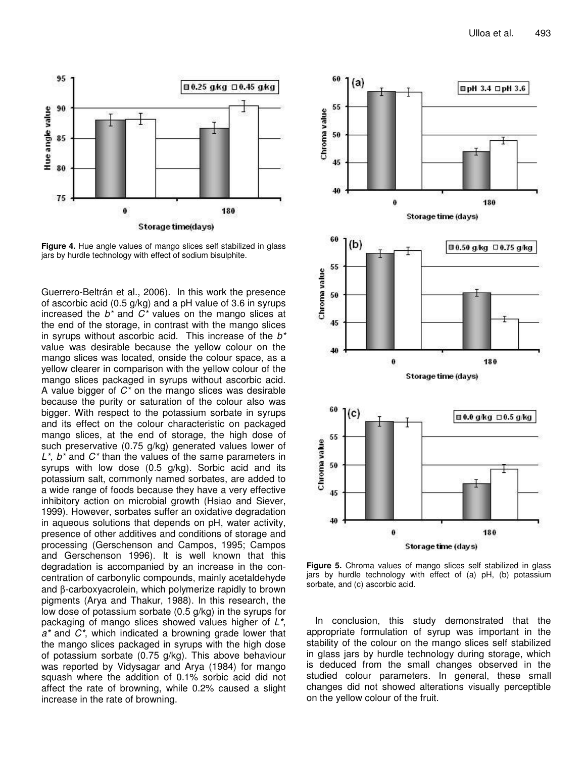Figure 4. Hue angle values of mango slices self stabilized in glass jars by hurdle technology with effect of sodium bisulphite.

Guerrero-Beltrán et al., 2006). In this work the presence of ascorbic acid (0.5 g/kg) and a pH value of 3.6 in syrups increased the $b^*$ and $C^*$ values on the mango slices at the end of the storage, in contrast with the mango slices in syrups without ascorbic acid. This increase of the $b^*$ value was desirable because the yellow colour on the mango slices was located, onside the colour space, as a yellow clearer in comparison with the yellow colour of the mango slices packaged in syrups without ascorbic acid. A value bigger of $C^*$ on the mango slices was desirable because the purity or saturation of the colour also was bigger. With respect to the potassium sorbate in syrups and its effect on the colour characteristic on packaged mango slices, at the end of storage, the high dose of such preservative (0.75 g/kg) generated values lower of $L^*$, $b^*$ and $C^*$ than the values of the same parameters in syrups with low dose (0.5 g/kg). Sorbic acid and its potassium salt, commonly named sorbates, are added to a wide range of foods because they have a very effective inhibitory action on microbial growth (Hsiao and Siever, 1999). However, sorbates suffer an oxidative degradation in aqueous solutions that depends on pH, water activity, presence of other additives and conditions of storage and processing (Gerschenson and Campos, 1995; Campos and Gerschenson 1996). It is well known that this degradation is accompanied by an increase in the concentration of carbonylic compounds, mainly acetaldehyde and β-carboxyacrolein, which polymerize rapidly to brown pigments (Arya and Thakur, 1988). In this research, the low dose of potassium sorbate (0.5 g/kg) in the syrups for packaging of mango slices showed values higher of $L^*$, $a^*$ and $C^*$, which indicated a browning grade lower that the mango slices packaged in syrups with the high dose of potassium sorbate (0.75 g/kg). This above behaviour was reported by Vidysagar and Arya (1984) for mango squash where the addition of 0.1% sorbic acid did not affect the rate of browning, while 0.2% caused a slight increase in the rate of browning.

Figure 5. Chroma values of mango slices self stabilized in glass jars by hurdle technology with effect of (a) pH, (b) potassium sorbate, and (c) ascorbic acid.

In conclusion, this study demonstrated that the appropriate formulation of syrup was important in the stability of the colour on the mango slices self stabilized in glass jars by hurdle technology during storage, which is deduced from the small changes observed in the studied colour parameters. In general, these small changes did not showed alterations visually perceptible on the yellow colour of the fruit.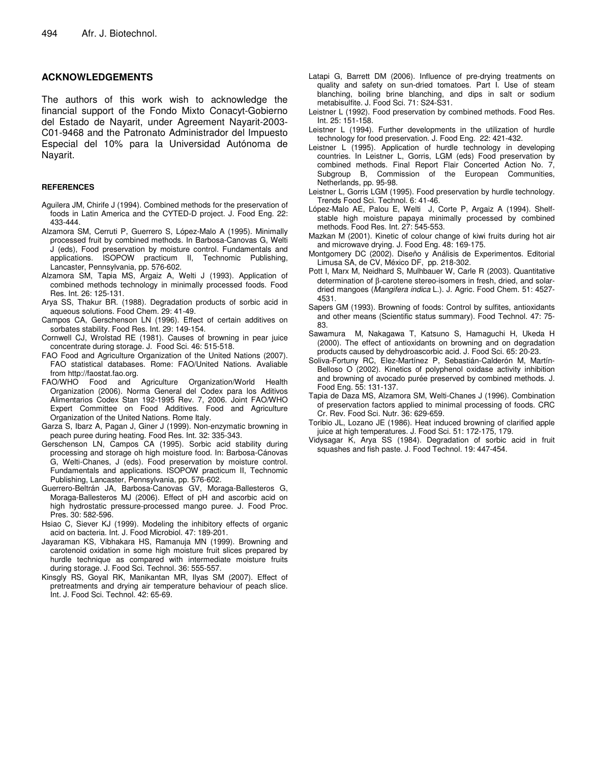## ACKNOWLEDGEMENTS

The authors of this work wish to acknowledge the financial support of the Fondo Mixto Conacyt-Gobierno del Estado de Nayarit, under Agreement Nayarit-2003-C01-9468 and the Patronato Administrador del Impuesto Especial del 10% para la Universidad Autónoma de Nayarit.

### REFERENCES

Aguilera JM, Chirife J (1994). Combined methods for the preservation of foods in Latin America and the CYTED-D project. J. Food Eng. 22: 433-444.

Alzamora SM, Cerruti P, Guerrero S, López-Malo A (1995). Minimally processed fruit by combined methods. In Barbosa-Canovas G, Welti J (eds), Food preservation by moisture control. Fundamentals and applications. ISOPOW practicum II, Technomic Publishing, Lancaster, Pennsylvania, pp. 576-602.

Alzamora SM, Tapia MS, Argaiz A, Welti J (1993). Application of combined methods technology in minimally processed foods. Food Res. Int. 26: 125-131.

Arya SS, Thakur BR. (1988). Degradation products of sorbic acid in aqueous solutions. Food Chem. 29: 41-49.

Campos CA, Gerschenson LN (1996). Effect of certain additives on sorbates stability. Food Res. Int. 29: 149-154.

Cornwell CJ, Wrolstad RE (1981). Causes of browning in pear juice concentrate during storage. J. Food Sci. 46: 515-518.

FAO Food and Agriculture Organization of the United Nations (2007). FAO statistical databases. Rome: FAO/United Nations. Avaliable from http://faostat.fao.org.

FAO/WHO Food and Agriculture Organization/World Health Organization (2006). Norma General del Codex para los Aditivos Alimentarios Codex Stan 192-1995 Rev. 7, 2006. Joint FAO/WHO Expert Committee on Food Additives. Food and Agriculture Organization of the United Nations. Rome Italy.

Garza S, Ibarz A, Pagan J, Giner J (1999). Non-enzymatic browning in peach puree during heating. Food Res. Int. 32: 335-343.

Gerschenson LN, Campos CA (1995). Sorbic acid stability during processing and storage oh high moisture food. In: Barbosa-Cánovas G, Welti-Chanes, J (eds). Food preservation by moisture control. Fundamentals and applications. ISOPOW practicum II, Technomic Publishing, Lancaster, Pennsylvania, pp. 576-602.

Guerrero-Beltrán JA, Barbosa-Canovas GV, Moraga-Ballesteros G, Moraga-Ballesteros MJ (2006). Effect of pH and ascorbic acid on high hydrostatic pressure-processed mango puree. J. Food Proc. Pres. 30: 582-596.

Hsiao C, Siever KJ (1999). Modeling the inhibitory effects of organic acid on bacteria. Int. J. Food Microbiol. 47: 189-201.

Jayaraman KS, Vibhakara HS, Ramanuja MN (1999). Browning and carotenoid oxidation in some high moisture fruit slices prepared by hurdle technique as compared with intermediate moisture fruits during storage. J. Food Sci. Technol. 36: 555-557.

Kinsgly RS, Goyal RK, Manikantan MR, Ilyas SM (2007). Effect of pretreatments and drying air temperature behaviour of peach slice. Int. J. Food Sci. Technol. 42: 65-69.

Latapi G, Barrett DM (2006). Influence of pre-drying treatments on quality and safety on sun-dried tomatoes. Part I. Use of steam blanching, boiling brine blanching, and dips in salt or sodium metabisulfite. J. Food Sci. 71: S24-S31.

Leistner L (1992). Food preservation by combined methods. Food Res. Int. 25: 151-158.

Leistner L (1994). Further developments in the utilization of hurdle technology for food preservation. J. Food Eng. 22: 421-432.

Leistner L (1995). Application of hurdle technology in developing countries. In Leistner L, Gorris, LGM (eds) Food preservation by combined methods. Final Report Flair Concerted Action No. 7, Subgroup B, Commission of the European Communities, Netherlands, pp. 95-98.

Leistner L, Gorris LGM (1995). Food preservation by hurdle technology. Trends Food Sci. Technol. 6: 41-46.

López-Malo AE, Palou E, Welti J, Corte P, Argaiz A (1994). Shelf-stable high moisture papaya minimally processed by combined methods. Food Res. Int. 27: 545-553.

Mazkan M (2001). Kinetic of colour change of kiwi fruits during hot air and microwave drying. J. Food Eng. 48: 169-175.

Montgomery DC (2002). Diseño y Análisis de Experimentos. Editorial Limusa SA, de CV, México DF, pp. 218-302.

Pott I, Marx M, Neidhard S, Mulhbauer W, Carle R (2003). Quantitative determination of β-carotene stereo-isomers in fresh, dried, and solar-dried mangoes (*Mangifera indica* L.). J. Agric. Food Chem. 51: 4527-4531.

Sapers GM (1993). Browning of foods: Control by sulfites, antioxidants and other means (Scientific status summary). Food Technol. 47: 75-83.

Sawamura M, Nakagawa T, Katsuno S, Hamaguchi H, Ukeda H (2000). The effect of antioxidants on browning and on degradation products caused by dehydroascorbic acid. J. Food Sci. 65: 20-23.

Soliva-Fortuny RC, Elez-Martínez P, Sebastián-Calderón M, Martín-Belloso O (2002). Kinetics of polyphenol oxidase activity inhibition and browning of avocado purée preserved by combined methods. J. Food Eng. 55: 131-137.

Tapia de Daza MS, Alzamora SM, Welti-Chanes J (1996). Combination of preservation factors applied to minimal processing of foods. CRC Cr. Rev. Food Sci. Nutr. 36: 629-659.

Toribio JL, Lozano JE (1986). Heat induced browning of clarified apple juice at high temperatures. J. Food Sci. 51: 172-175, 179.

Vidysagar K, Arya SS (1984). Degradation of sorbic acid in fruit squashes and fish paste. J. Food Technol. 19: 447-454.